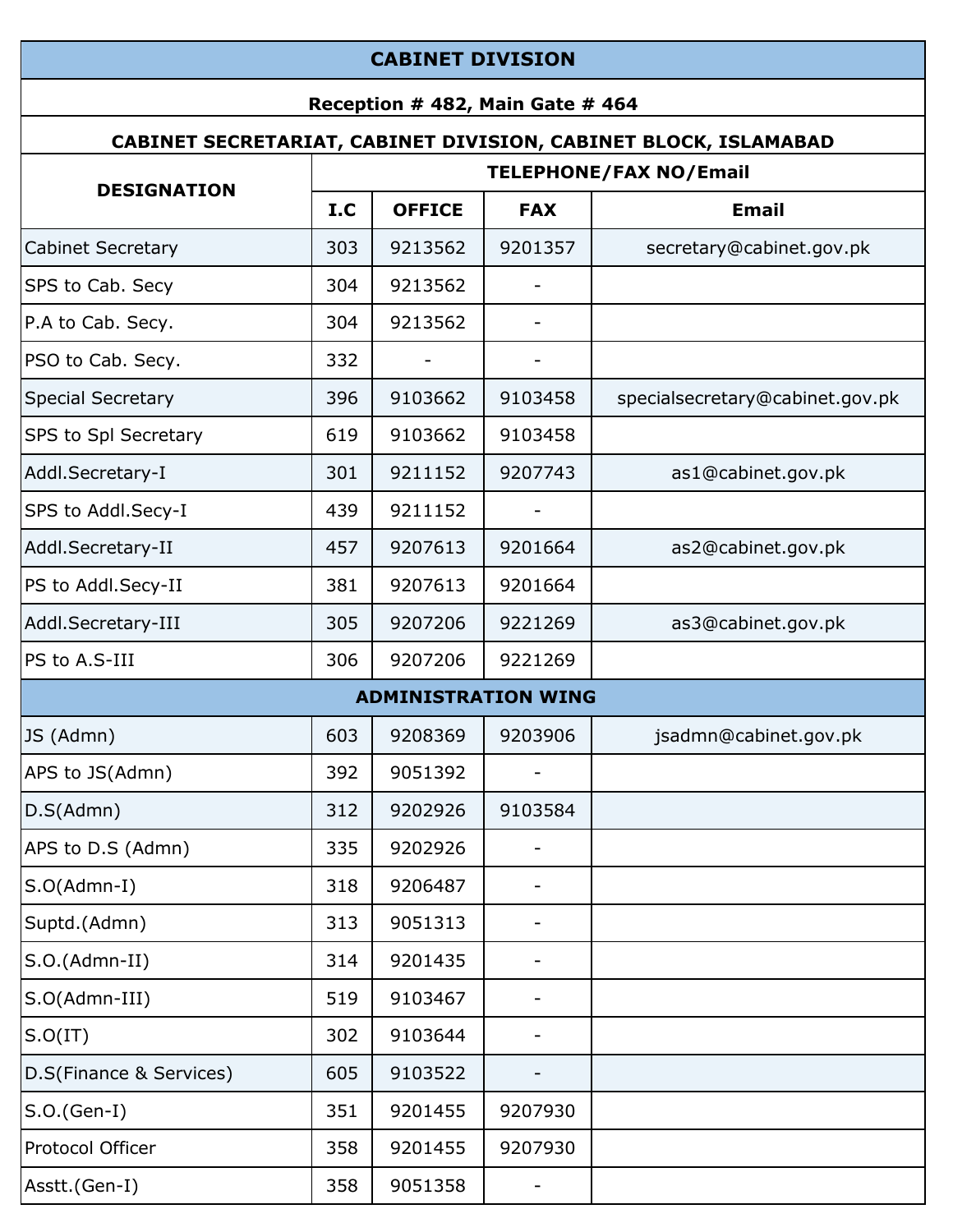# CABINET DIVISION

**Reception # 482, Main Gate # 464**

**CABINET SECRETARIAT, CABINET DIVISION, CABINET BLOCK, ISLAMABAD**

| DESIGNATION | TELEPHONE/FAX NO/Email | | | |
|---|---|---|---|---|
| | I.C | OFFICE | FAX | Email |
| Cabinet Secretary | 303 | 9213562 | 9201357 | secretary@cabinet.gov.pk |
| SPS to Cab. Secy | 304 | 9213562 | - | |
| P.A to Cab. Secy. | 304 | 9213562 | - | |
| PSO to Cab. Secy. | 332 | - | - | |
| Special Secretary | 396 | 9103662 | 9103458 | specialsecretary@cabinet.gov.pk |
| SPS to Spl Secretary | 619 | 9103662 | 9103458 | |
| Addl.Secretary-I | 301 | 9211152 | 9207743 | as1@cabinet.gov.pk |
| SPS to Addl.Secy-I | 439 | 9211152 | - | |
| Addl.Secretary-II | 457 | 9207613 | 9201664 | as2@cabinet.gov.pk |
| PS to Addl.Secy-II | 381 | 9207613 | 9201664 | |
| Addl.Secretary-III | 305 | 9207206 | 9221269 | as3@cabinet.gov.pk |
| PS to A.S-III | 306 | 9207206 | 9221269 | |
| **ADMINISTRATION WING** | | | | |
| JS (Admn) | 603 | 9208369 | 9203906 | jsadmn@cabinet.gov.pk |
| APS to JS(Admn) | 392 | 9051392 | - | |
| D.S(Admn) | 312 | 9202926 | 9103584 | |
| APS to D.S (Admn) | 335 | 9202926 | - | |
| S.O(Admn-I) | 318 | 9206487 | - | |
| Suptd.(Admn) | 313 | 9051313 | - | |
| S.O.(Admn-II) | 314 | 9201435 | - | |
| S.O(Admn-III) | 519 | 9103467 | - | |
| S.O(IT) | 302 | 9103644 | - | |
| D.S(Finance & Services) | 605 | 9103522 | - | |
| S.O.(Gen-I) | 351 | 9201455 | 9207930 | |
| Protocol Officer | 358 | 9201455 | 9207930 | |
| Asstt.(Gen-I) | 358 | 9051358 | - | |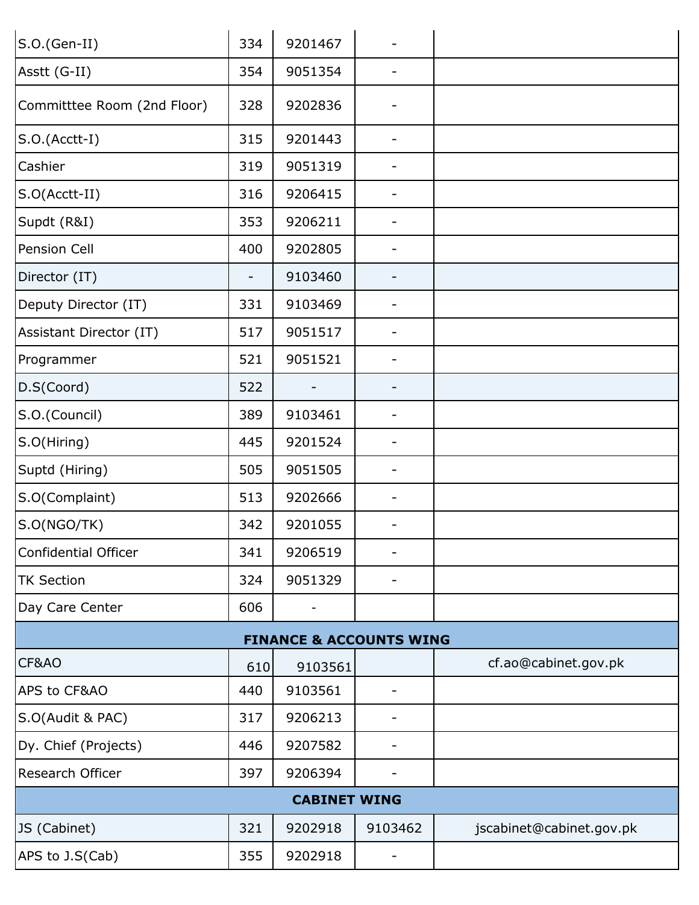| | | | | |
|---|---|---|---|---|
| S.O.(Gen-II) | 334 | 9201467 | - | |
| Asstt (G-II) | 354 | 9051354 | - | |
| Committtee Room (2nd Floor) | 328 | 9202836 | - | |
| S.O.(Acctt-I) | 315 | 9201443 | - | |
| Cashier | 319 | 9051319 | - | |
| S.O(Acctt-II) | 316 | 9206415 | - | |
| Supdt (R&I) | 353 | 9206211 | - | |
| Pension Cell | 400 | 9202805 | - | |
| Director (IT) | - | 9103460 | - | |
| Deputy Director (IT) | 331 | 9103469 | - | |
| Assistant Director (IT) | 517 | 9051517 | - | |
| Programmer | 521 | 9051521 | - | |
| D.S(Coord) | 522 | - | - | |
| S.O.(Council) | 389 | 9103461 | - | |
| S.O(Hiring) | 445 | 9201524 | - | |
| Suptd (Hiring) | 505 | 9051505 | - | |
| S.O(Complaint) | 513 | 9202666 | - | |
| S.O(NGO/TK) | 342 | 9201055 | - | |
| Confidential Officer | 341 | 9206519 | - | |
| TK Section | 324 | 9051329 | - | |
| Day Care Center | 606 | - | | |
| **FINANCE & ACCOUNTS WING** | | | | |
| CF&AO | 610 | 9103561 | | cf.ao@cabinet.gov.pk |
| APS to CF&AO | 440 | 9103561 | - | |
| S.O(Audit & PAC) | 317 | 9206213 | - | |
| Dy. Chief (Projects) | 446 | 9207582 | - | |
| Research Officer | 397 | 9206394 | - | |
| **CABINET WING** | | | | |
| JS (Cabinet) | 321 | 9202918 | 9103462 | jscabinet@cabinet.gov.pk |
| APS to J.S(Cab) | 355 | 9202918 | - | |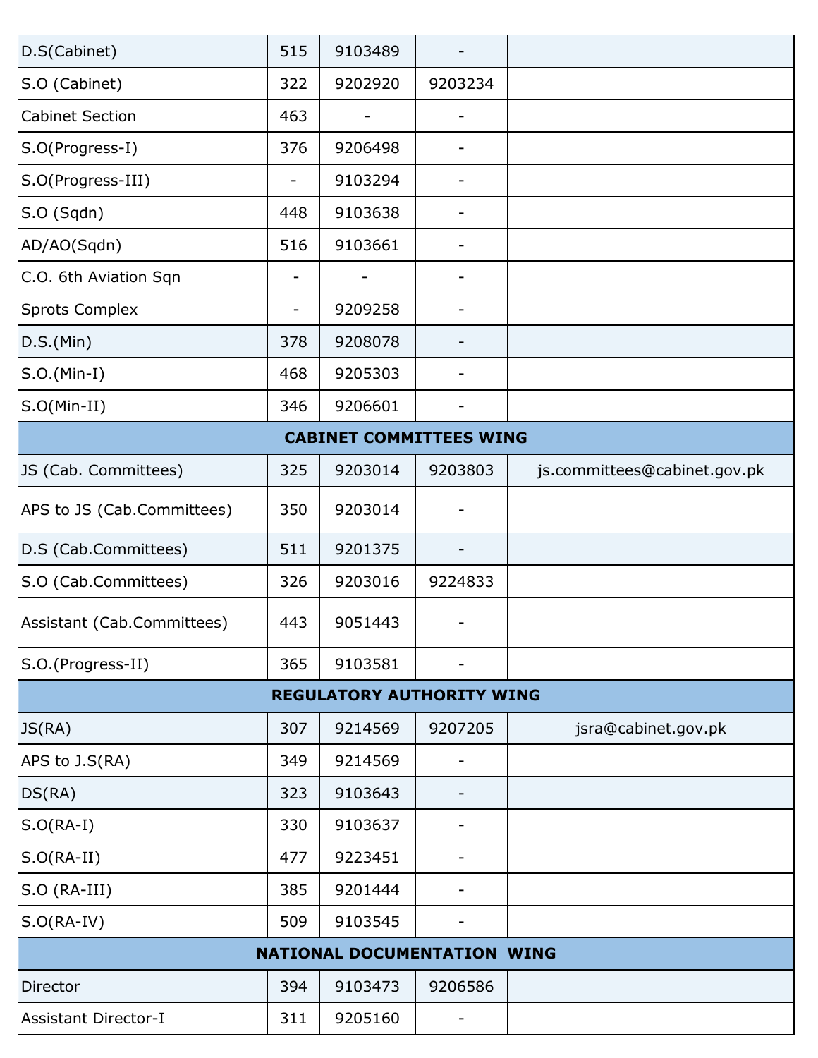| | | | | |
|---|---|---|---|---|
| D.S(Cabinet) | 515 | 9103489 | - | |
| S.O (Cabinet) | 322 | 9202920 | 9203234 | |
| Cabinet Section | 463 | - | - | |
| S.O(Progress-I) | 376 | 9206498 | - | |
| S.O(Progress-III) | - | 9103294 | - | |
| S.O (Sqdn) | 448 | 9103638 | - | |
| AD/AO(Sqdn) | 516 | 9103661 | - | |
| C.O. 6th Aviation Sqn | - | - | - | |
| Sprots Complex | - | 9209258 | - | |
| D.S.(Min) | 378 | 9208078 | - | |
| S.O.(Min-I) | 468 | 9205303 | - | |
| S.O(Min-II) | 346 | 9206601 | - | |
| **CABINET COMMITTEES WING** | | | | |
| JS (Cab. Committees) | 325 | 9203014 | 9203803 | js.committees@cabinet.gov.pk |
| APS to JS (Cab.Committees) | 350 | 9203014 | - | |
| D.S (Cab.Committees) | 511 | 9201375 | - | |
| S.O (Cab.Committees) | 326 | 9203016 | 9224833 | |
| Assistant (Cab.Committees) | 443 | 9051443 | - | |
| S.O.(Progress-II) | 365 | 9103581 | - | |
| **REGULATORY AUTHORITY WING** | | | | |
| JS(RA) | 307 | 9214569 | 9207205 | jsra@cabinet.gov.pk |
| APS to J.S(RA) | 349 | 9214569 | - | |
| DS(RA) | 323 | 9103643 | - | |
| S.O(RA-I) | 330 | 9103637 | - | |
| S.O(RA-II) | 477 | 9223451 | - | |
| S.O (RA-III) | 385 | 9201444 | - | |
| S.O(RA-IV) | 509 | 9103545 | - | |
| **NATIONAL DOCUMENTATION WING** | | | | |
| Director | 394 | 9103473 | 9206586 | |
| Assistant Director-I | 311 | 9205160 | - | |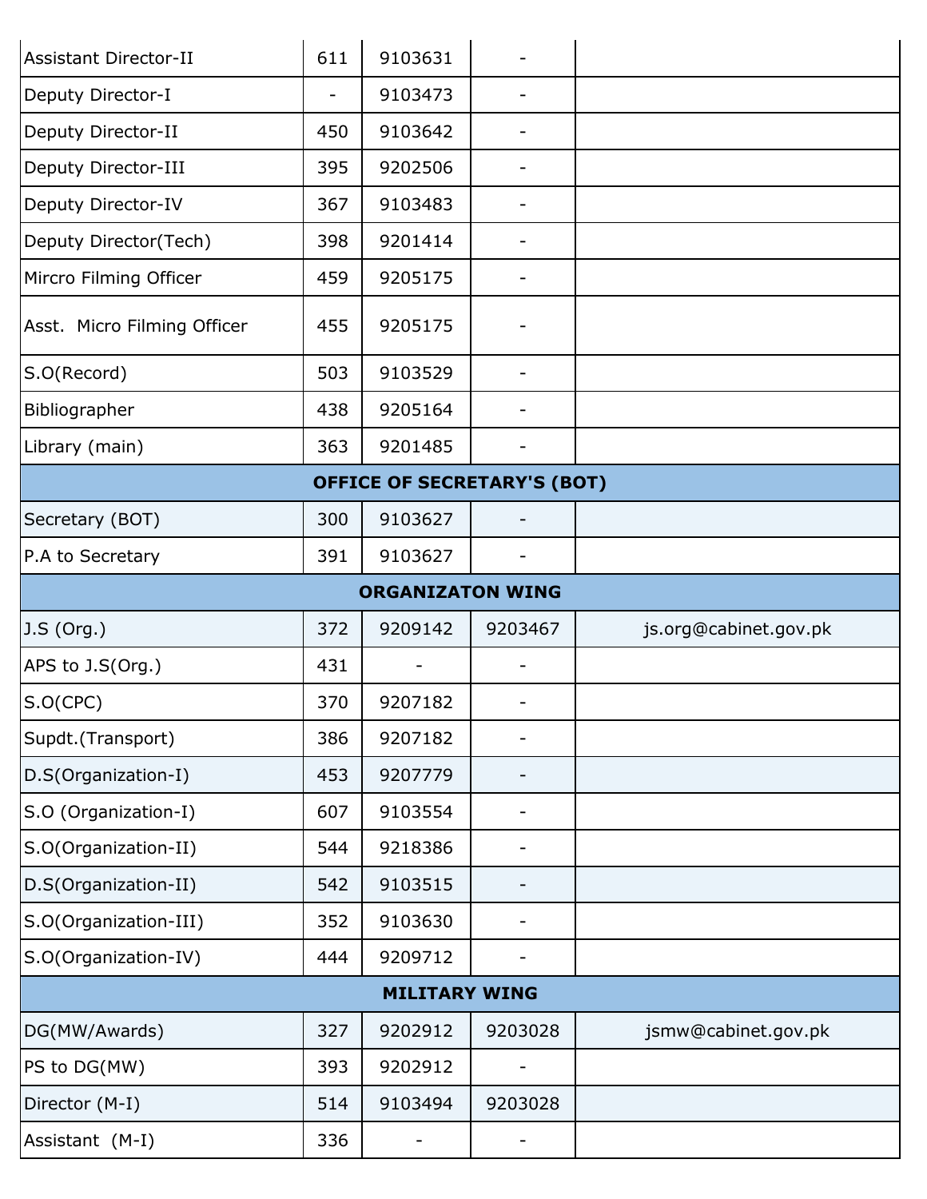| | | | | |
|---|---|---|---|---|
| Assistant Director-II | 611 | 9103631 | - | |
| Deputy Director-I | - | 9103473 | - | |
| Deputy Director-II | 450 | 9103642 | - | |
| Deputy Director-III | 395 | 9202506 | - | |
| Deputy Director-IV | 367 | 9103483 | - | |
| Deputy Director(Tech) | 398 | 9201414 | - | |
| Mircro Filming Officer | 459 | 9205175 | - | |
| Asst. Micro Filming Officer | 455 | 9205175 | - | |
| S.O(Record) | 503 | 9103529 | - | |
| Bibliographer | 438 | 9205164 | - | |
| Library (main) | 363 | 9201485 | - | |
| **OFFICE OF SECRETARY'S (BOT)** | | | | |
| Secretary (BOT) | 300 | 9103627 | - | |
| P.A to Secretary | 391 | 9103627 | - | |
| **ORGANIZATON WING** | | | | |
| J.S (Org.) | 372 | 9209142 | 9203467 | js.org@cabinet.gov.pk |
| APS to J.S(Org.) | 431 | - | - | |
| S.O(CPC) | 370 | 9207182 | - | |
| Supdt.(Transport) | 386 | 9207182 | - | |
| D.S(Organization-I) | 453 | 9207779 | - | |
| S.O (Organization-I) | 607 | 9103554 | - | |
| S.O(Organization-II) | 544 | 9218386 | - | |
| D.S(Organization-II) | 542 | 9103515 | - | |
| S.O(Organization-III) | 352 | 9103630 | - | |
| S.O(Organization-IV) | 444 | 9209712 | - | |
| **MILITARY WING** | | | | |
| DG(MW/Awards) | 327 | 9202912 | 9203028 | jsmw@cabinet.gov.pk |
| PS to DG(MW) | 393 | 9202912 | - | |
| Director (M-I) | 514 | 9103494 | 9203028 | |
| Assistant (M-I) | 336 | - | - | |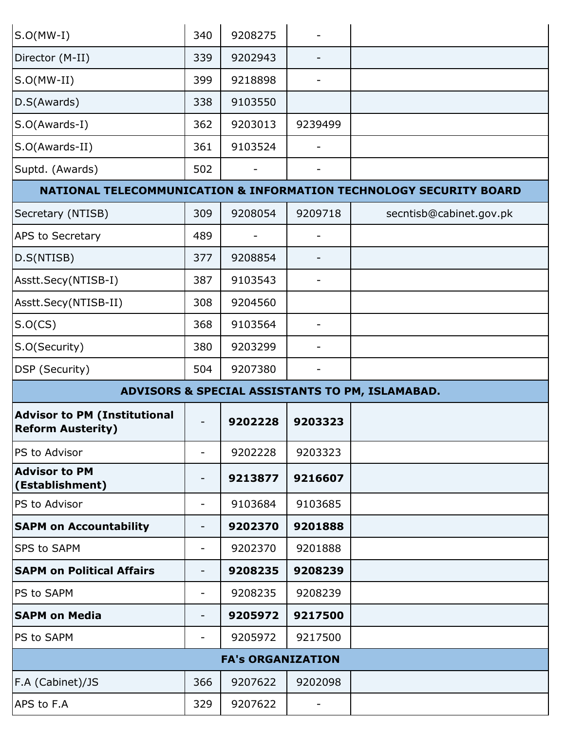| | | | | |
|---|---|---|---|---|
| S.O(MW-I) | 340 | 9208275 | - | |
| Director (M-II) | 339 | 9202943 | - | |
| S.O(MW-II) | 399 | 9218898 | - | |
| D.S(Awards) | 338 | 9103550 | | |
| S.O(Awards-I) | 362 | 9203013 | 9239499 | |
| S.O(Awards-II) | 361 | 9103524 | - | |
| Suptd. (Awards) | 502 | - | - | |
| **NATIONAL TELECOMMUNICATION & INFORMATION TECHNOLOGY SECURITY BOARD** | | | | |
| Secretary (NTISB) | 309 | 9208054 | 9209718 | secntisb@cabinet.gov.pk |
| APS to Secretary | 489 | - | - | |
| D.S(NTISB) | 377 | 9208854 | - | |
| Asstt.Secy(NTISB-I) | 387 | 9103543 | - | |
| Asstt.Secy(NTISB-II) | 308 | 9204560 | | |
| S.O(CS) | 368 | 9103564 | - | |
| S.O(Security) | 380 | 9203299 | - | |
| DSP (Security) | 504 | 9207380 | - | |
| **ADVISORS & SPECIAL ASSISTANTS TO PM, ISLAMABAD.** | | | | |
| **Advisor to PM (Institutional Reform Austerity)** | - | **9202228** | **9203323** | |
| PS to Advisor | - | 9202228 | 9203323 | |
| **Advisor to PM (Establishment)** | - | **9213877** | **9216607** | |
| PS to Advisor | - | 9103684 | 9103685 | |
| **SAPM on Accountability** | - | **9202370** | **9201888** | |
| SPS to SAPM | - | 9202370 | 9201888 | |
| **SAPM on Political Affairs** | - | **9208235** | **9208239** | |
| PS to SAPM | - | 9208235 | 9208239 | |
| **SAPM on Media** | - | **9205972** | **9217500** | |
| PS to SAPM | - | 9205972 | 9217500 | |
| **FA's ORGANIZATION** | | | | |
| F.A (Cabinet)/JS | 366 | 9207622 | 9202098 | |
| APS to F.A | 329 | 9207622 | - | |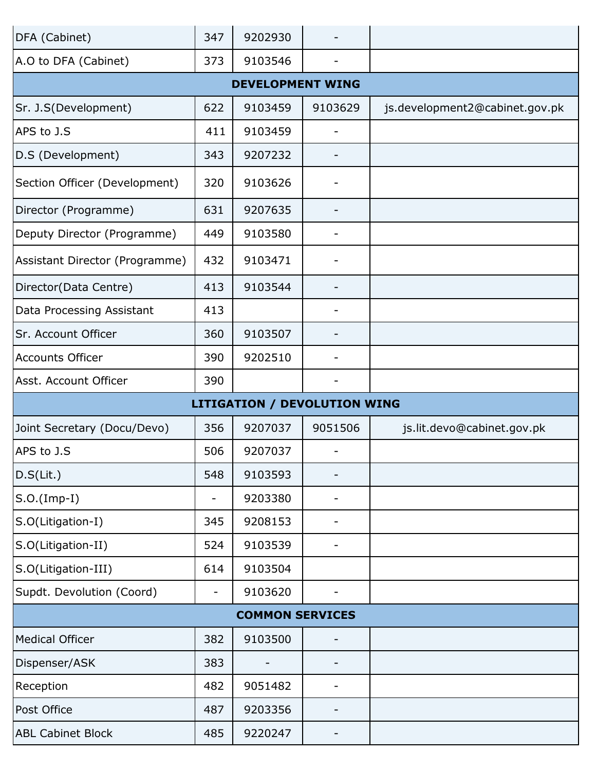| | | | | |
|---|---|---|---|---|
| DFA (Cabinet) | 347 | 9202930 | - | |
| A.O to DFA (Cabinet) | 373 | 9103546 | - | |
| **DEVELOPMENT WING** | | | | |
| Sr. J.S(Development) | 622 | 9103459 | 9103629 | js.development2@cabinet.gov.pk |
| APS to J.S | 411 | 9103459 | - | |
| D.S (Development) | 343 | 9207232 | - | |
| Section Officer (Development) | 320 | 9103626 | - | |
| Director (Programme) | 631 | 9207635 | - | |
| Deputy Director (Programme) | 449 | 9103580 | - | |
| Assistant Director (Programme) | 432 | 9103471 | - | |
| Director(Data Centre) | 413 | 9103544 | - | |
| Data Processing Assistant | 413 | | - | |
| Sr. Account Officer | 360 | 9103507 | - | |
| Accounts Officer | 390 | 9202510 | - | |
| Asst. Account Officer | 390 | | - | |
| **LITIGATION / DEVOLUTION WING** | | | | |
| Joint Secretary (Docu/Devo) | 356 | 9207037 | 9051506 | js.lit.devo@cabinet.gov.pk |
| APS to J.S | 506 | 9207037 | - | |
| D.S(Lit.) | 548 | 9103593 | - | |
| S.O.(Imp-I) | - | 9203380 | - | |
| S.O(Litigation-I) | 345 | 9208153 | - | |
| S.O(Litigation-II) | 524 | 9103539 | - | |
| S.O(Litigation-III) | 614 | 9103504 | | |
| Supdt. Devolution (Coord) | - | 9103620 | - | |
| **COMMON SERVICES** | | | | |
| Medical Officer | 382 | 9103500 | - | |
| Dispenser/ASK | 383 | - | - | |
| Reception | 482 | 9051482 | - | |
| Post Office | 487 | 9203356 | - | |
| ABL Cabinet Block | 485 | 9220247 | - | |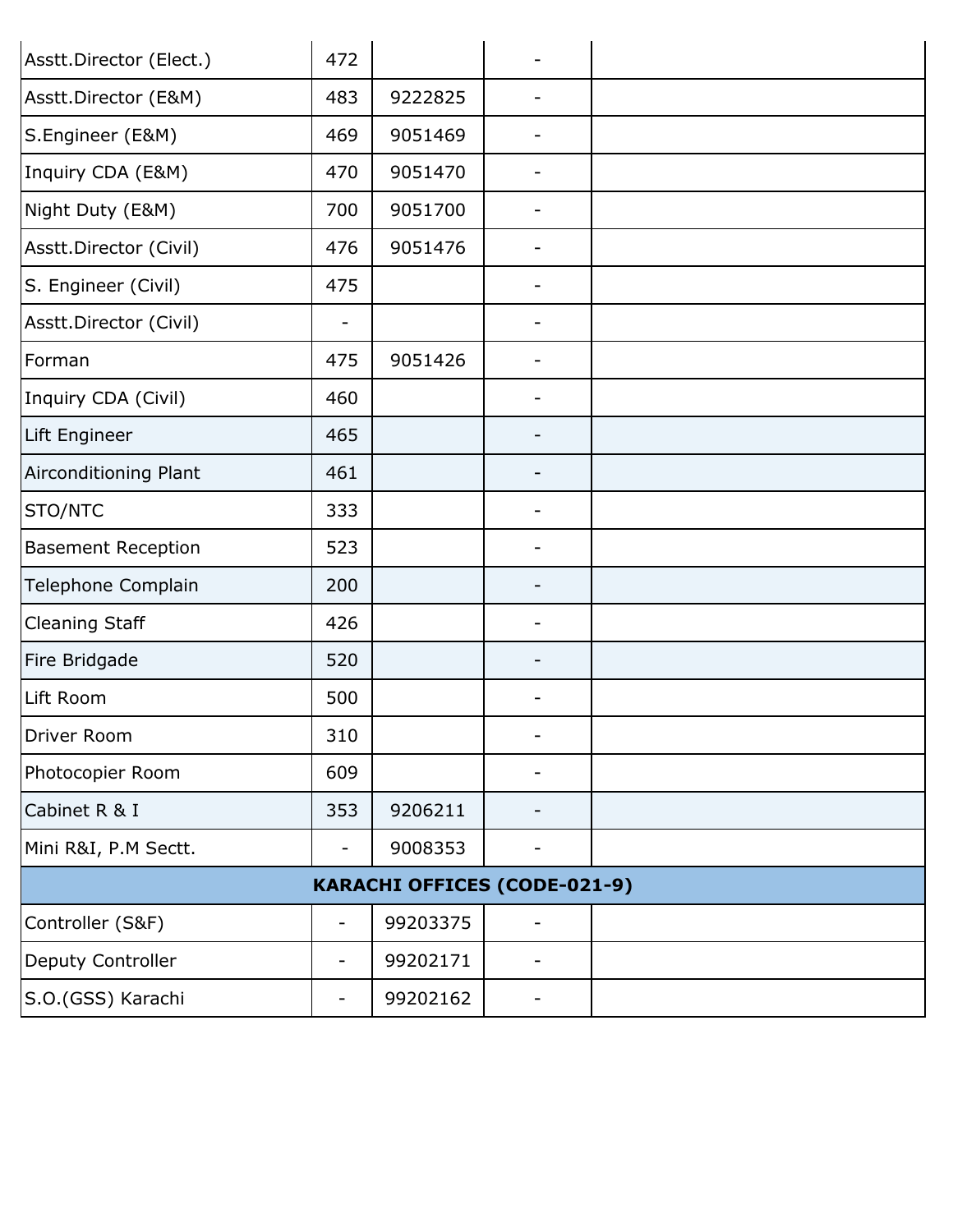| | | | | |
|---|---|---|---|---|
| Asstt.Director (Elect.) | 472 | | - | |
| Asstt.Director (E&M) | 483 | 9222825 | - | |
| S.Engineer (E&M) | 469 | 9051469 | - | |
| Inquiry CDA (E&M) | 470 | 9051470 | - | |
| Night Duty (E&M) | 700 | 9051700 | - | |
| Asstt.Director (Civil) | 476 | 9051476 | - | |
| S. Engineer (Civil) | 475 | | - | |
| Asstt.Director (Civil) | - | | - | |
| Forman | 475 | 9051426 | - | |
| Inquiry CDA (Civil) | 460 | | - | |
| Lift Engineer | 465 | | - | |
| Airconditioning Plant | 461 | | - | |
| STO/NTC | 333 | | - | |
| Basement Reception | 523 | | - | |
| Telephone Complain | 200 | | - | |
| Cleaning Staff | 426 | | - | |
| Fire Bridgade | 520 | | - | |
| Lift Room | 500 | | - | |
| Driver Room | 310 | | - | |
| Photocopier Room | 609 | | - | |
| Cabinet R & I | 353 | 9206211 | - | |
| Mini R&I, P.M Sectt. | - | 9008353 | - | |
| **KARACHI OFFICES (CODE-021-9)** | | | | |
| Controller (S&F) | - | 99203375 | - | |
| Deputy Controller | - | 99202171 | - | |
| S.O.(GSS) Karachi | - | 99202162 | - | |